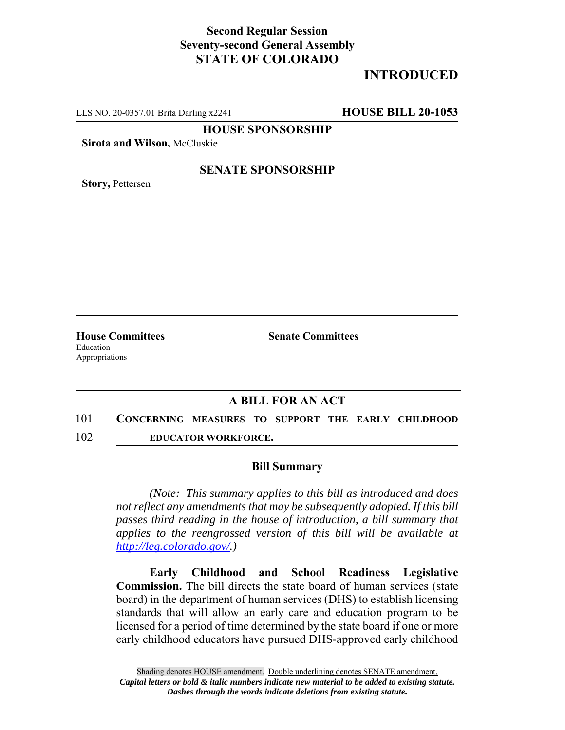**Second Regular Session**
**Seventy-second General Assembly**
**STATE OF COLORADO**

# INTRODUCED

LLS NO. 20-0357.01 Brita Darling x2241 **HOUSE BILL 20-1053**

**HOUSE SPONSORSHIP**

**Sirota and Wilson,** McCluskie

**SENATE SPONSORSHIP**

**Story,** Pettersen

**House Committees**
Education
Appropriations

**Senate Committees**

## A BILL FOR AN ACT

101 **CONCERNING MEASURES TO SUPPORT THE EARLY CHILDHOOD**
102 **EDUCATOR WORKFORCE.**

### Bill Summary

*(Note: This summary applies to this bill as introduced and does not reflect any amendments that may be subsequently adopted. If this bill passes third reading in the house of introduction, a bill summary that applies to the reengrossed version of this bill will be available at http://leg.colorado.gov/.)*

**Early Childhood and School Readiness Legislative Commission.** The bill directs the state board of human services (state board) in the department of human services (DHS) to establish licensing standards that will allow an early care and education program to be licensed for a period of time determined by the state board if one or more early childhood educators have pursued DHS-approved early childhood

Shading denotes HOUSE amendment. Double underlining denotes SENATE amendment.
*Capital letters or bold & italic numbers indicate new material to be added to existing statute.*
*Dashes through the words indicate deletions from existing statute.*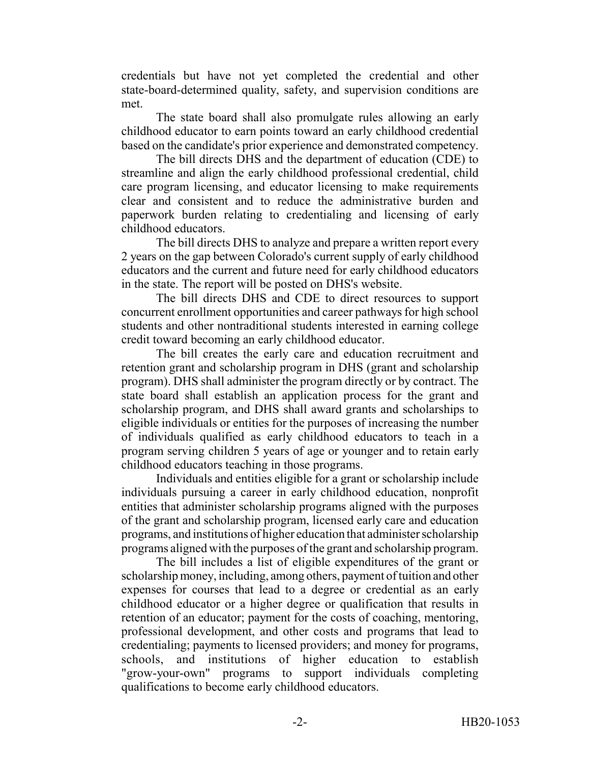credentials but have not yet completed the credential and other state-board-determined quality, safety, and supervision conditions are met.

The state board shall also promulgate rules allowing an early childhood educator to earn points toward an early childhood credential based on the candidate's prior experience and demonstrated competency.

The bill directs DHS and the department of education (CDE) to streamline and align the early childhood professional credential, child care program licensing, and educator licensing to make requirements clear and consistent and to reduce the administrative burden and paperwork burden relating to credentialing and licensing of early childhood educators.

The bill directs DHS to analyze and prepare a written report every 2 years on the gap between Colorado's current supply of early childhood educators and the current and future need for early childhood educators in the state. The report will be posted on DHS's website.

The bill directs DHS and CDE to direct resources to support concurrent enrollment opportunities and career pathways for high school students and other nontraditional students interested in earning college credit toward becoming an early childhood educator.

The bill creates the early care and education recruitment and retention grant and scholarship program in DHS (grant and scholarship program). DHS shall administer the program directly or by contract. The state board shall establish an application process for the grant and scholarship program, and DHS shall award grants and scholarships to eligible individuals or entities for the purposes of increasing the number of individuals qualified as early childhood educators to teach in a program serving children 5 years of age or younger and to retain early childhood educators teaching in those programs.

Individuals and entities eligible for a grant or scholarship include individuals pursuing a career in early childhood education, nonprofit entities that administer scholarship programs aligned with the purposes of the grant and scholarship program, licensed early care and education programs, and institutions of higher education that administer scholarship programs aligned with the purposes of the grant and scholarship program.

The bill includes a list of eligible expenditures of the grant or scholarship money, including, among others, payment of tuition and other expenses for courses that lead to a degree or credential as an early childhood educator or a higher degree or qualification that results in retention of an educator; payment for the costs of coaching, mentoring, professional development, and other costs and programs that lead to credentialing; payments to licensed providers; and money for programs, schools, and institutions of higher education to establish "grow-your-own" programs to support individuals completing qualifications to become early childhood educators.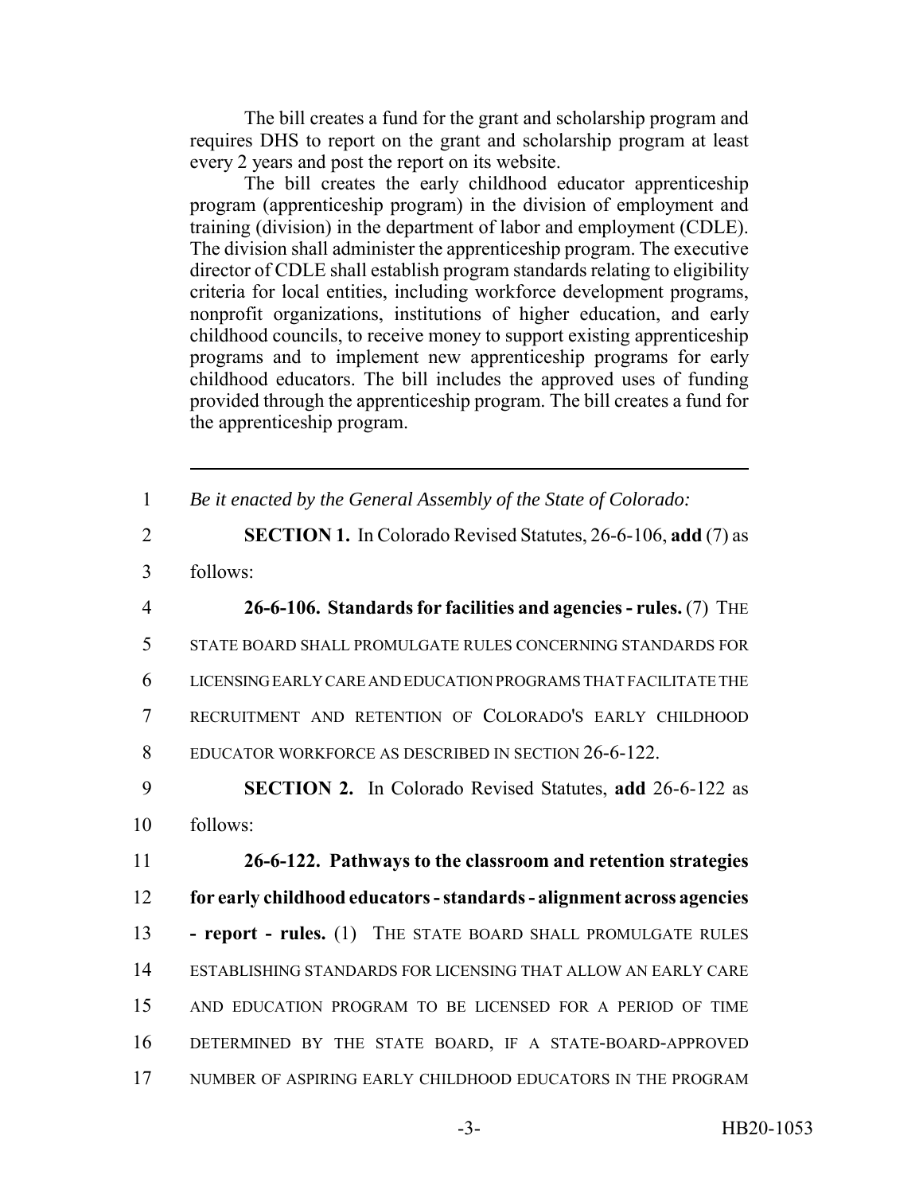The bill creates a fund for the grant and scholarship program and requires DHS to report on the grant and scholarship program at least every 2 years and post the report on its website.

The bill creates the early childhood educator apprenticeship program (apprenticeship program) in the division of employment and training (division) in the department of labor and employment (CDLE). The division shall administer the apprenticeship program. The executive director of CDLE shall establish program standards relating to eligibility criteria for local entities, including workforce development programs, nonprofit organizations, institutions of higher education, and early childhood councils, to receive money to support existing apprenticeship programs and to implement new apprenticeship programs for early childhood educators. The bill includes the approved uses of funding provided through the apprenticeship program. The bill creates a fund for the apprenticeship program.

---

1 *Be it enacted by the General Assembly of the State of Colorado:*

2 **SECTION 1.** In Colorado Revised Statutes, 26-6-106, **add** (7) as
3 follows:

4 **26-6-106. Standards for facilities and agencies - rules.** (7) THE
5 STATE BOARD SHALL PROMULGATE RULES CONCERNING STANDARDS FOR
6 LICENSING EARLY CARE AND EDUCATION PROGRAMS THAT FACILITATE THE
7 RECRUITMENT AND RETENTION OF COLORADO'S EARLY CHILDHOOD
8 EDUCATOR WORKFORCE AS DESCRIBED IN SECTION 26-6-122.

9 **SECTION 2.** In Colorado Revised Statutes, **add** 26-6-122 as
10 follows:

11 **26-6-122. Pathways to the classroom and retention strategies**
12 **for early childhood educators - standards - alignment across agencies**
13 **- report - rules.** (1) THE STATE BOARD SHALL PROMULGATE RULES
14 ESTABLISHING STANDARDS FOR LICENSING THAT ALLOW AN EARLY CARE
15 AND EDUCATION PROGRAM TO BE LICENSED FOR A PERIOD OF TIME
16 DETERMINED BY THE STATE BOARD, IF A STATE-BOARD-APPROVED
17 NUMBER OF ASPIRING EARLY CHILDHOOD EDUCATORS IN THE PROGRAM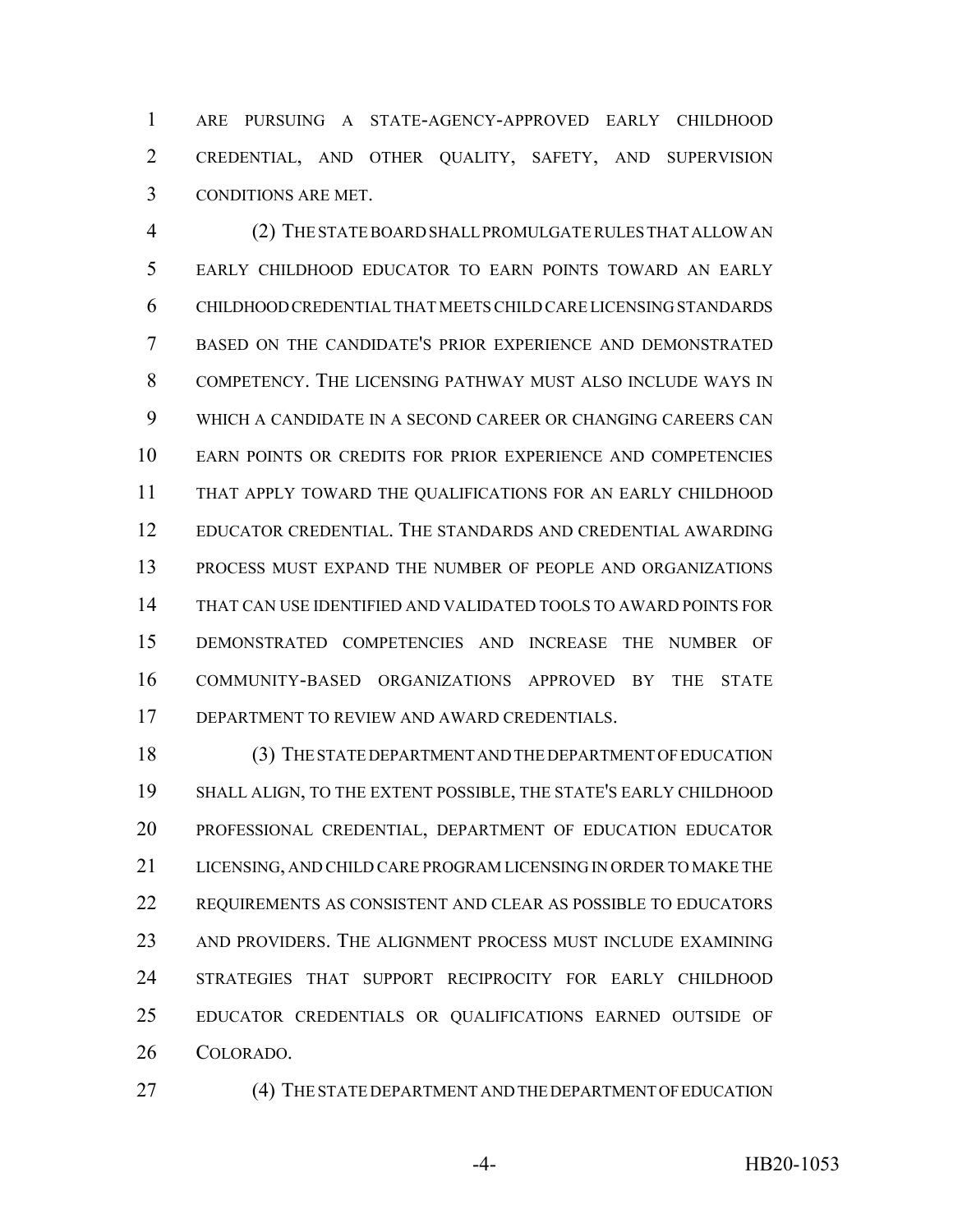ARE PURSUING A STATE-AGENCY-APPROVED EARLY CHILDHOOD CREDENTIAL, AND OTHER QUALITY, SAFETY, AND SUPERVISION CONDITIONS ARE MET.

(2) THE STATE BOARD SHALL PROMULGATE RULES THAT ALLOW AN EARLY CHILDHOOD EDUCATOR TO EARN POINTS TOWARD AN EARLY CHILDHOOD CREDENTIAL THAT MEETS CHILD CARE LICENSING STANDARDS BASED ON THE CANDIDATE'S PRIOR EXPERIENCE AND DEMONSTRATED COMPETENCY. THE LICENSING PATHWAY MUST ALSO INCLUDE WAYS IN WHICH A CANDIDATE IN A SECOND CAREER OR CHANGING CAREERS CAN EARN POINTS OR CREDITS FOR PRIOR EXPERIENCE AND COMPETENCIES THAT APPLY TOWARD THE QUALIFICATIONS FOR AN EARLY CHILDHOOD EDUCATOR CREDENTIAL. THE STANDARDS AND CREDENTIAL AWARDING PROCESS MUST EXPAND THE NUMBER OF PEOPLE AND ORGANIZATIONS THAT CAN USE IDENTIFIED AND VALIDATED TOOLS TO AWARD POINTS FOR DEMONSTRATED COMPETENCIES AND INCREASE THE NUMBER OF COMMUNITY-BASED ORGANIZATIONS APPROVED BY THE STATE DEPARTMENT TO REVIEW AND AWARD CREDENTIALS.

(3) THE STATE DEPARTMENT AND THE DEPARTMENT OF EDUCATION SHALL ALIGN, TO THE EXTENT POSSIBLE, THE STATE'S EARLY CHILDHOOD PROFESSIONAL CREDENTIAL, DEPARTMENT OF EDUCATION EDUCATOR LICENSING, AND CHILD CARE PROGRAM LICENSING IN ORDER TO MAKE THE REQUIREMENTS AS CONSISTENT AND CLEAR AS POSSIBLE TO EDUCATORS AND PROVIDERS. THE ALIGNMENT PROCESS MUST INCLUDE EXAMINING STRATEGIES THAT SUPPORT RECIPROCITY FOR EARLY CHILDHOOD EDUCATOR CREDENTIALS OR QUALIFICATIONS EARNED OUTSIDE OF COLORADO.

(4) THE STATE DEPARTMENT AND THE DEPARTMENT OF EDUCATION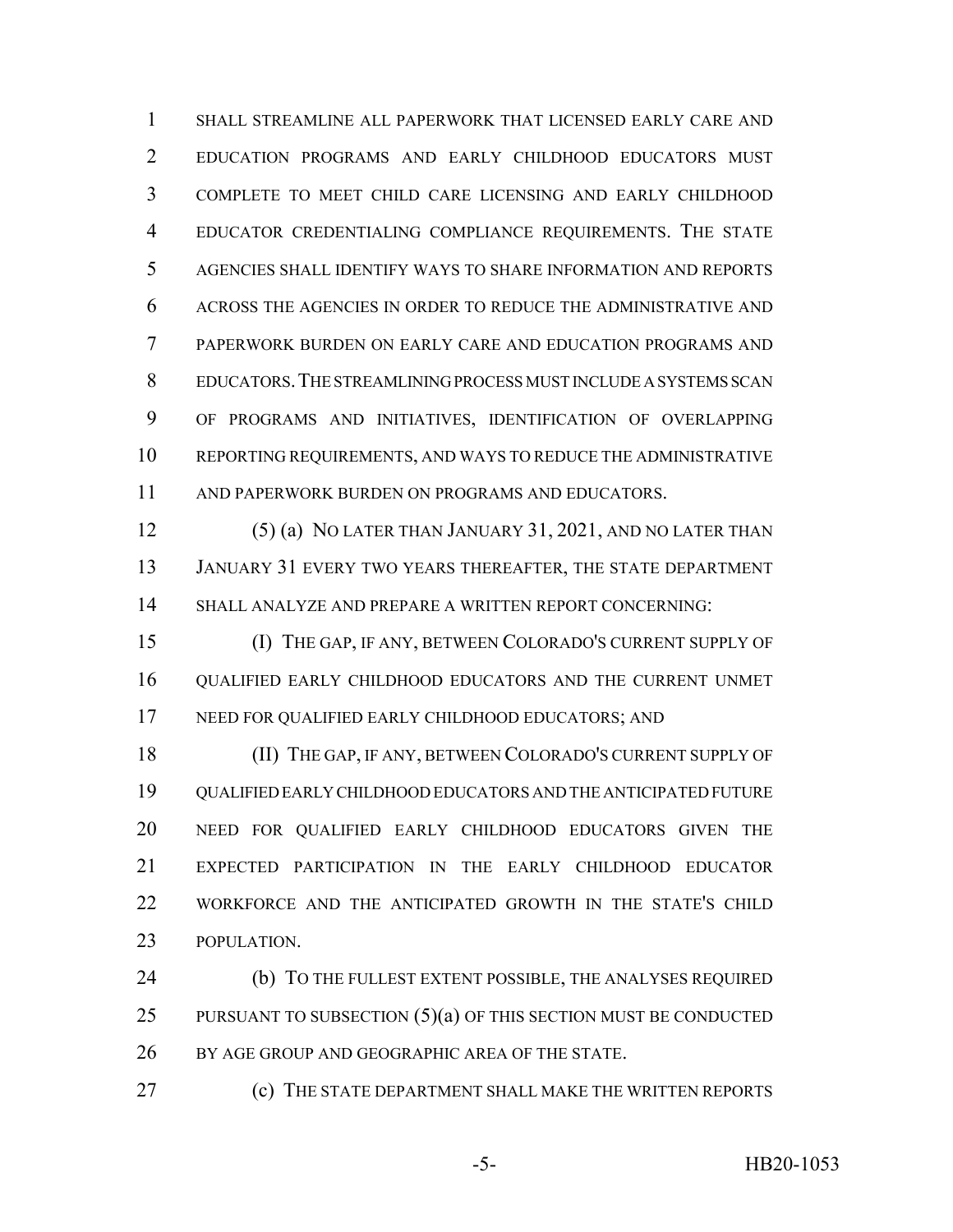SHALL STREAMLINE ALL PAPERWORK THAT LICENSED EARLY CARE AND EDUCATION PROGRAMS AND EARLY CHILDHOOD EDUCATORS MUST COMPLETE TO MEET CHILD CARE LICENSING AND EARLY CHILDHOOD EDUCATOR CREDENTIALING COMPLIANCE REQUIREMENTS. THE STATE AGENCIES SHALL IDENTIFY WAYS TO SHARE INFORMATION AND REPORTS ACROSS THE AGENCIES IN ORDER TO REDUCE THE ADMINISTRATIVE AND PAPERWORK BURDEN ON EARLY CARE AND EDUCATION PROGRAMS AND EDUCATORS. THE STREAMLINING PROCESS MUST INCLUDE A SYSTEMS SCAN OF PROGRAMS AND INITIATIVES, IDENTIFICATION OF OVERLAPPING REPORTING REQUIREMENTS, AND WAYS TO REDUCE THE ADMINISTRATIVE AND PAPERWORK BURDEN ON PROGRAMS AND EDUCATORS.

(5) (a) NO LATER THAN JANUARY 31, 2021, AND NO LATER THAN JANUARY 31 EVERY TWO YEARS THEREAFTER, THE STATE DEPARTMENT SHALL ANALYZE AND PREPARE A WRITTEN REPORT CONCERNING:

(I) THE GAP, IF ANY, BETWEEN COLORADO'S CURRENT SUPPLY OF QUALIFIED EARLY CHILDHOOD EDUCATORS AND THE CURRENT UNMET NEED FOR QUALIFIED EARLY CHILDHOOD EDUCATORS; AND

(II) THE GAP, IF ANY, BETWEEN COLORADO'S CURRENT SUPPLY OF QUALIFIED EARLY CHILDHOOD EDUCATORS AND THE ANTICIPATED FUTURE NEED FOR QUALIFIED EARLY CHILDHOOD EDUCATORS GIVEN THE EXPECTED PARTICIPATION IN THE EARLY CHILDHOOD EDUCATOR WORKFORCE AND THE ANTICIPATED GROWTH IN THE STATE'S CHILD POPULATION.

(b) TO THE FULLEST EXTENT POSSIBLE, THE ANALYSES REQUIRED PURSUANT TO SUBSECTION (5)(a) OF THIS SECTION MUST BE CONDUCTED BY AGE GROUP AND GEOGRAPHIC AREA OF THE STATE.

(c) THE STATE DEPARTMENT SHALL MAKE THE WRITTEN REPORTS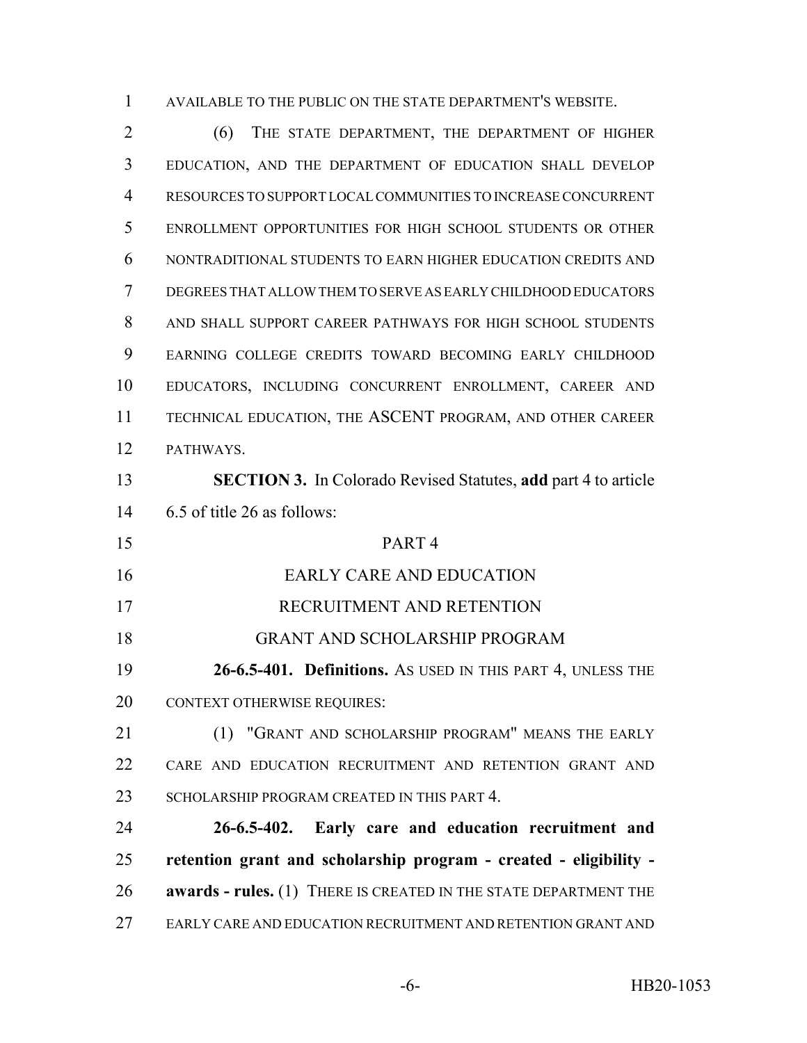AVAILABLE TO THE PUBLIC ON THE STATE DEPARTMENT'S WEBSITE.

(6) THE STATE DEPARTMENT, THE DEPARTMENT OF HIGHER EDUCATION, AND THE DEPARTMENT OF EDUCATION SHALL DEVELOP RESOURCES TO SUPPORT LOCAL COMMUNITIES TO INCREASE CONCURRENT ENROLLMENT OPPORTUNITIES FOR HIGH SCHOOL STUDENTS OR OTHER NONTRADITIONAL STUDENTS TO EARN HIGHER EDUCATION CREDITS AND DEGREES THAT ALLOW THEM TO SERVE AS EARLY CHILDHOOD EDUCATORS AND SHALL SUPPORT CAREER PATHWAYS FOR HIGH SCHOOL STUDENTS EARNING COLLEGE CREDITS TOWARD BECOMING EARLY CHILDHOOD EDUCATORS, INCLUDING CONCURRENT ENROLLMENT, CAREER AND TECHNICAL EDUCATION, THE ASCENT PROGRAM, AND OTHER CAREER PATHWAYS.

**SECTION 3.** In Colorado Revised Statutes, **add** part 4 to article 6.5 of title 26 as follows:

PART 4

EARLY CARE AND EDUCATION

RECRUITMENT AND RETENTION

GRANT AND SCHOLARSHIP PROGRAM

**26-6.5-401. Definitions.** AS USED IN THIS PART 4, UNLESS THE CONTEXT OTHERWISE REQUIRES:

(1) "GRANT AND SCHOLARSHIP PROGRAM" MEANS THE EARLY CARE AND EDUCATION RECRUITMENT AND RETENTION GRANT AND SCHOLARSHIP PROGRAM CREATED IN THIS PART 4.

**26-6.5-402. Early care and education recruitment and retention grant and scholarship program - created - eligibility - awards - rules.** (1) THERE IS CREATED IN THE STATE DEPARTMENT THE EARLY CARE AND EDUCATION RECRUITMENT AND RETENTION GRANT AND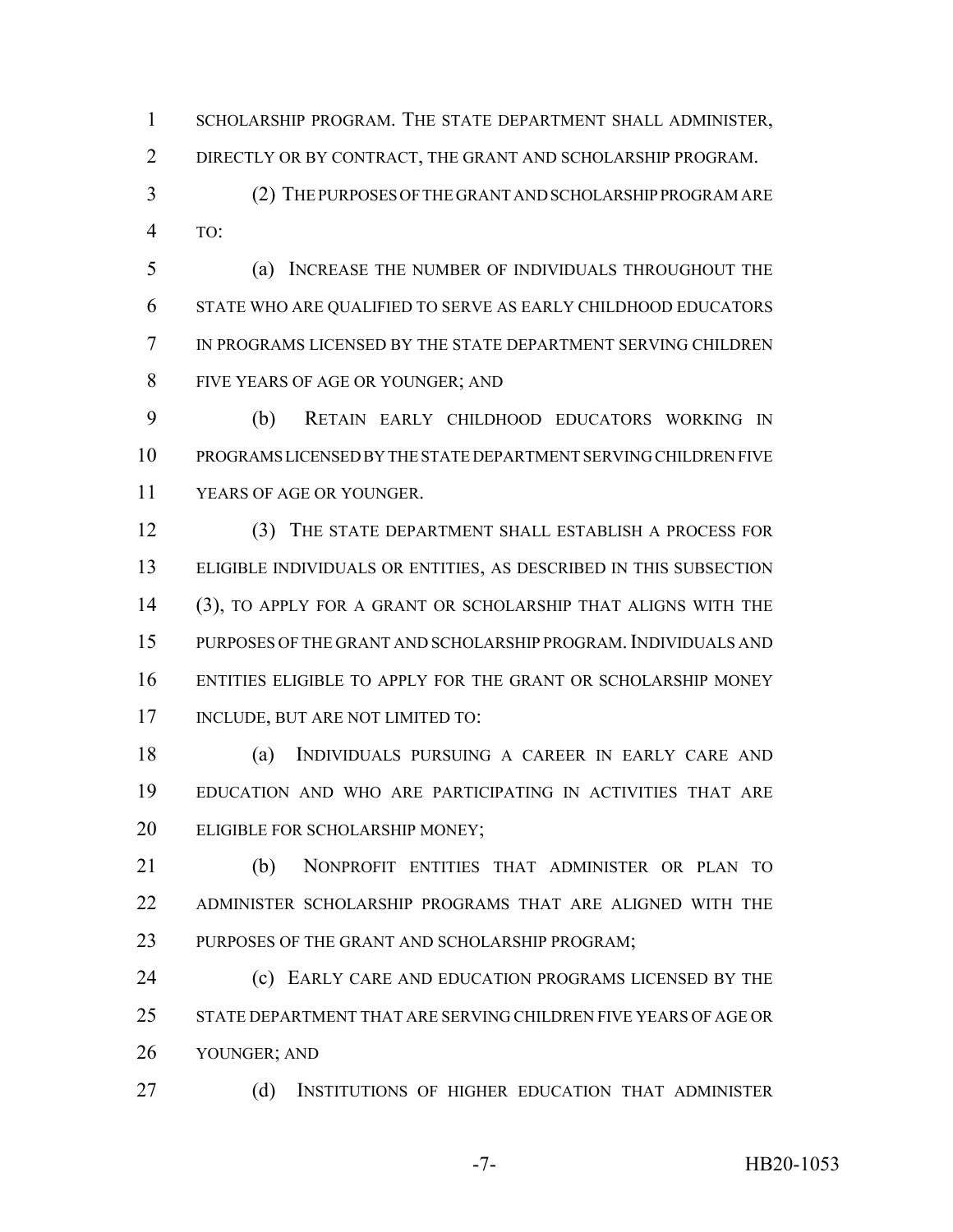SCHOLARSHIP PROGRAM. THE STATE DEPARTMENT SHALL ADMINISTER, DIRECTLY OR BY CONTRACT, THE GRANT AND SCHOLARSHIP PROGRAM.

(2) THE PURPOSES OF THE GRANT AND SCHOLARSHIP PROGRAM ARE TO:

(a) INCREASE THE NUMBER OF INDIVIDUALS THROUGHOUT THE STATE WHO ARE QUALIFIED TO SERVE AS EARLY CHILDHOOD EDUCATORS IN PROGRAMS LICENSED BY THE STATE DEPARTMENT SERVING CHILDREN FIVE YEARS OF AGE OR YOUNGER; AND

(b) RETAIN EARLY CHILDHOOD EDUCATORS WORKING IN PROGRAMS LICENSED BY THE STATE DEPARTMENT SERVING CHILDREN FIVE YEARS OF AGE OR YOUNGER.

(3) THE STATE DEPARTMENT SHALL ESTABLISH A PROCESS FOR ELIGIBLE INDIVIDUALS OR ENTITIES, AS DESCRIBED IN THIS SUBSECTION (3), TO APPLY FOR A GRANT OR SCHOLARSHIP THAT ALIGNS WITH THE PURPOSES OF THE GRANT AND SCHOLARSHIP PROGRAM. INDIVIDUALS AND ENTITIES ELIGIBLE TO APPLY FOR THE GRANT OR SCHOLARSHIP MONEY INCLUDE, BUT ARE NOT LIMITED TO:

(a) INDIVIDUALS PURSUING A CAREER IN EARLY CARE AND EDUCATION AND WHO ARE PARTICIPATING IN ACTIVITIES THAT ARE ELIGIBLE FOR SCHOLARSHIP MONEY;

(b) NONPROFIT ENTITIES THAT ADMINISTER OR PLAN TO ADMINISTER SCHOLARSHIP PROGRAMS THAT ARE ALIGNED WITH THE PURPOSES OF THE GRANT AND SCHOLARSHIP PROGRAM;

(c) EARLY CARE AND EDUCATION PROGRAMS LICENSED BY THE STATE DEPARTMENT THAT ARE SERVING CHILDREN FIVE YEARS OF AGE OR YOUNGER; AND

(d) INSTITUTIONS OF HIGHER EDUCATION THAT ADMINISTER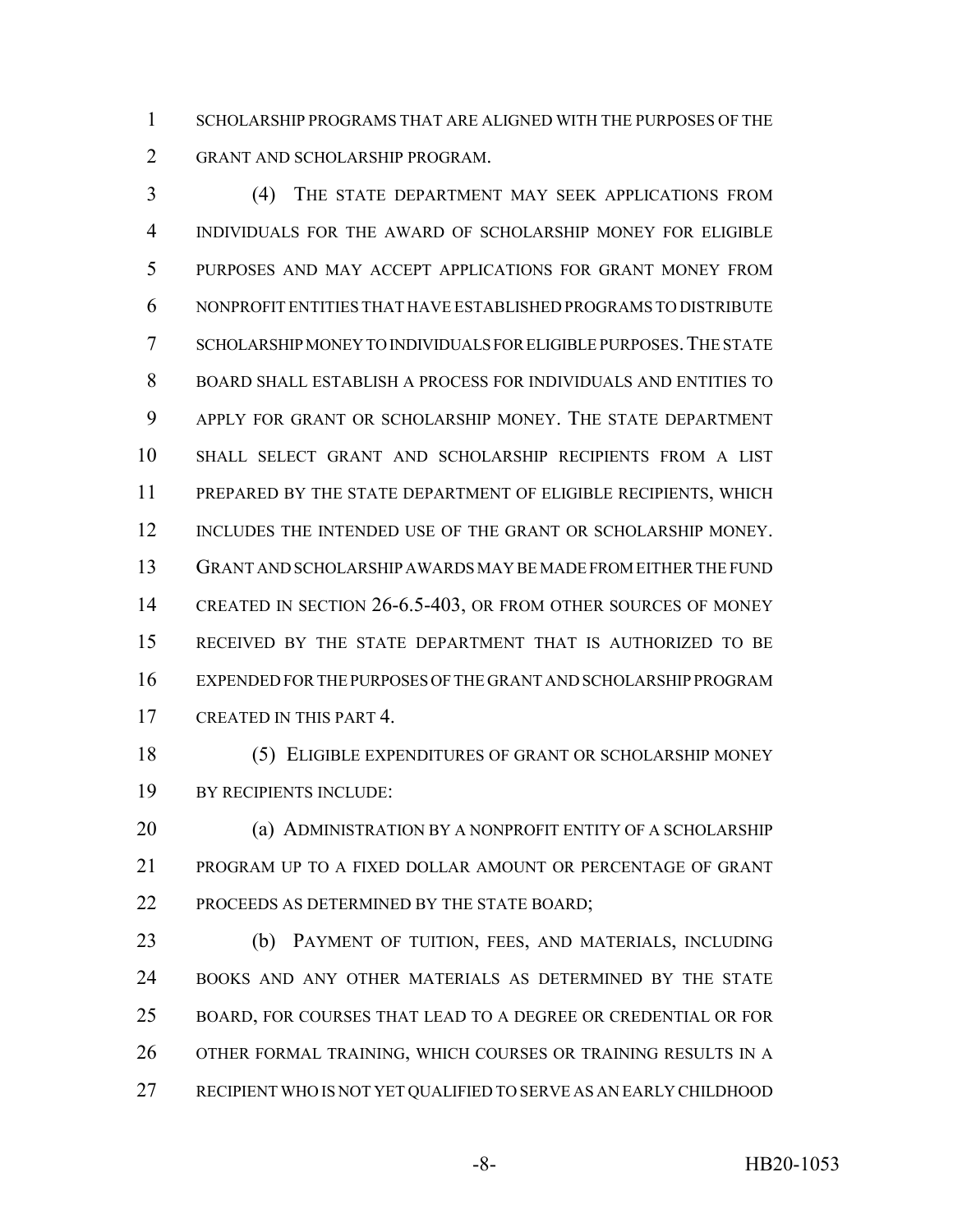SCHOLARSHIP PROGRAMS THAT ARE ALIGNED WITH THE PURPOSES OF THE GRANT AND SCHOLARSHIP PROGRAM.

(4) THE STATE DEPARTMENT MAY SEEK APPLICATIONS FROM INDIVIDUALS FOR THE AWARD OF SCHOLARSHIP MONEY FOR ELIGIBLE PURPOSES AND MAY ACCEPT APPLICATIONS FOR GRANT MONEY FROM NONPROFIT ENTITIES THAT HAVE ESTABLISHED PROGRAMS TO DISTRIBUTE SCHOLARSHIP MONEY TO INDIVIDUALS FOR ELIGIBLE PURPOSES. THE STATE BOARD SHALL ESTABLISH A PROCESS FOR INDIVIDUALS AND ENTITIES TO APPLY FOR GRANT OR SCHOLARSHIP MONEY. THE STATE DEPARTMENT SHALL SELECT GRANT AND SCHOLARSHIP RECIPIENTS FROM A LIST PREPARED BY THE STATE DEPARTMENT OF ELIGIBLE RECIPIENTS, WHICH INCLUDES THE INTENDED USE OF THE GRANT OR SCHOLARSHIP MONEY. GRANT AND SCHOLARSHIP AWARDS MAY BE MADE FROM EITHER THE FUND CREATED IN SECTION 26-6.5-403, OR FROM OTHER SOURCES OF MONEY RECEIVED BY THE STATE DEPARTMENT THAT IS AUTHORIZED TO BE EXPENDED FOR THE PURPOSES OF THE GRANT AND SCHOLARSHIP PROGRAM CREATED IN THIS PART 4.

(5) ELIGIBLE EXPENDITURES OF GRANT OR SCHOLARSHIP MONEY BY RECIPIENTS INCLUDE:

(a) ADMINISTRATION BY A NONPROFIT ENTITY OF A SCHOLARSHIP PROGRAM UP TO A FIXED DOLLAR AMOUNT OR PERCENTAGE OF GRANT PROCEEDS AS DETERMINED BY THE STATE BOARD;

(b) PAYMENT OF TUITION, FEES, AND MATERIALS, INCLUDING BOOKS AND ANY OTHER MATERIALS AS DETERMINED BY THE STATE BOARD, FOR COURSES THAT LEAD TO A DEGREE OR CREDENTIAL OR FOR OTHER FORMAL TRAINING, WHICH COURSES OR TRAINING RESULTS IN A RECIPIENT WHO IS NOT YET QUALIFIED TO SERVE AS AN EARLY CHILDHOOD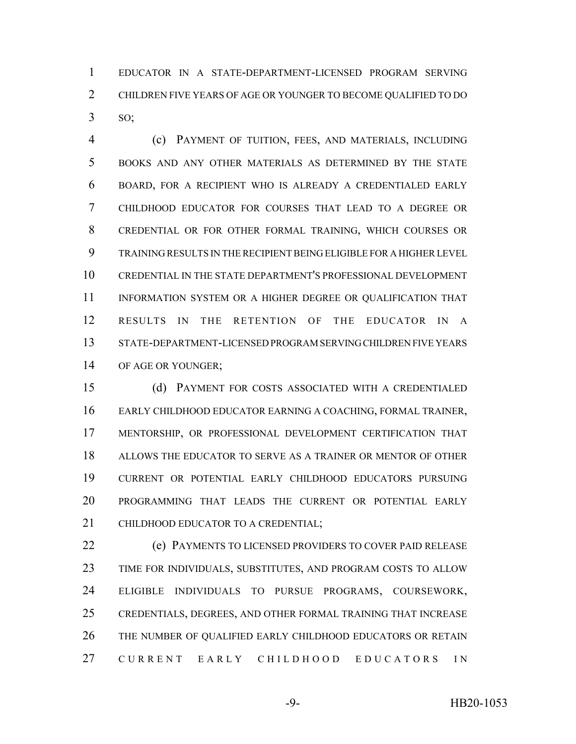EDUCATOR IN A STATE-DEPARTMENT-LICENSED PROGRAM SERVING CHILDREN FIVE YEARS OF AGE OR YOUNGER TO BECOME QUALIFIED TO DO SO;

(c) PAYMENT OF TUITION, FEES, AND MATERIALS, INCLUDING BOOKS AND ANY OTHER MATERIALS AS DETERMINED BY THE STATE BOARD, FOR A RECIPIENT WHO IS ALREADY A CREDENTIALED EARLY CHILDHOOD EDUCATOR FOR COURSES THAT LEAD TO A DEGREE OR CREDENTIAL OR FOR OTHER FORMAL TRAINING, WHICH COURSES OR TRAINING RESULTS IN THE RECIPIENT BEING ELIGIBLE FOR A HIGHER LEVEL CREDENTIAL IN THE STATE DEPARTMENT'S PROFESSIONAL DEVELOPMENT INFORMATION SYSTEM OR A HIGHER DEGREE OR QUALIFICATION THAT RESULTS IN THE RETENTION OF THE EDUCATOR IN A STATE-DEPARTMENT-LICENSED PROGRAM SERVING CHILDREN FIVE YEARS OF AGE OR YOUNGER;

(d) PAYMENT FOR COSTS ASSOCIATED WITH A CREDENTIALED EARLY CHILDHOOD EDUCATOR EARNING A COACHING, FORMAL TRAINER, MENTORSHIP, OR PROFESSIONAL DEVELOPMENT CERTIFICATION THAT ALLOWS THE EDUCATOR TO SERVE AS A TRAINER OR MENTOR OF OTHER CURRENT OR POTENTIAL EARLY CHILDHOOD EDUCATORS PURSUING PROGRAMMING THAT LEADS THE CURRENT OR POTENTIAL EARLY CHILDHOOD EDUCATOR TO A CREDENTIAL;

(e) PAYMENTS TO LICENSED PROVIDERS TO COVER PAID RELEASE TIME FOR INDIVIDUALS, SUBSTITUTES, AND PROGRAM COSTS TO ALLOW ELIGIBLE INDIVIDUALS TO PURSUE PROGRAMS, COURSEWORK, CREDENTIALS, DEGREES, AND OTHER FORMAL TRAINING THAT INCREASE THE NUMBER OF QUALIFIED EARLY CHILDHOOD EDUCATORS OR RETAIN CURRENT EARLY CHILDHOOD EDUCATORS IN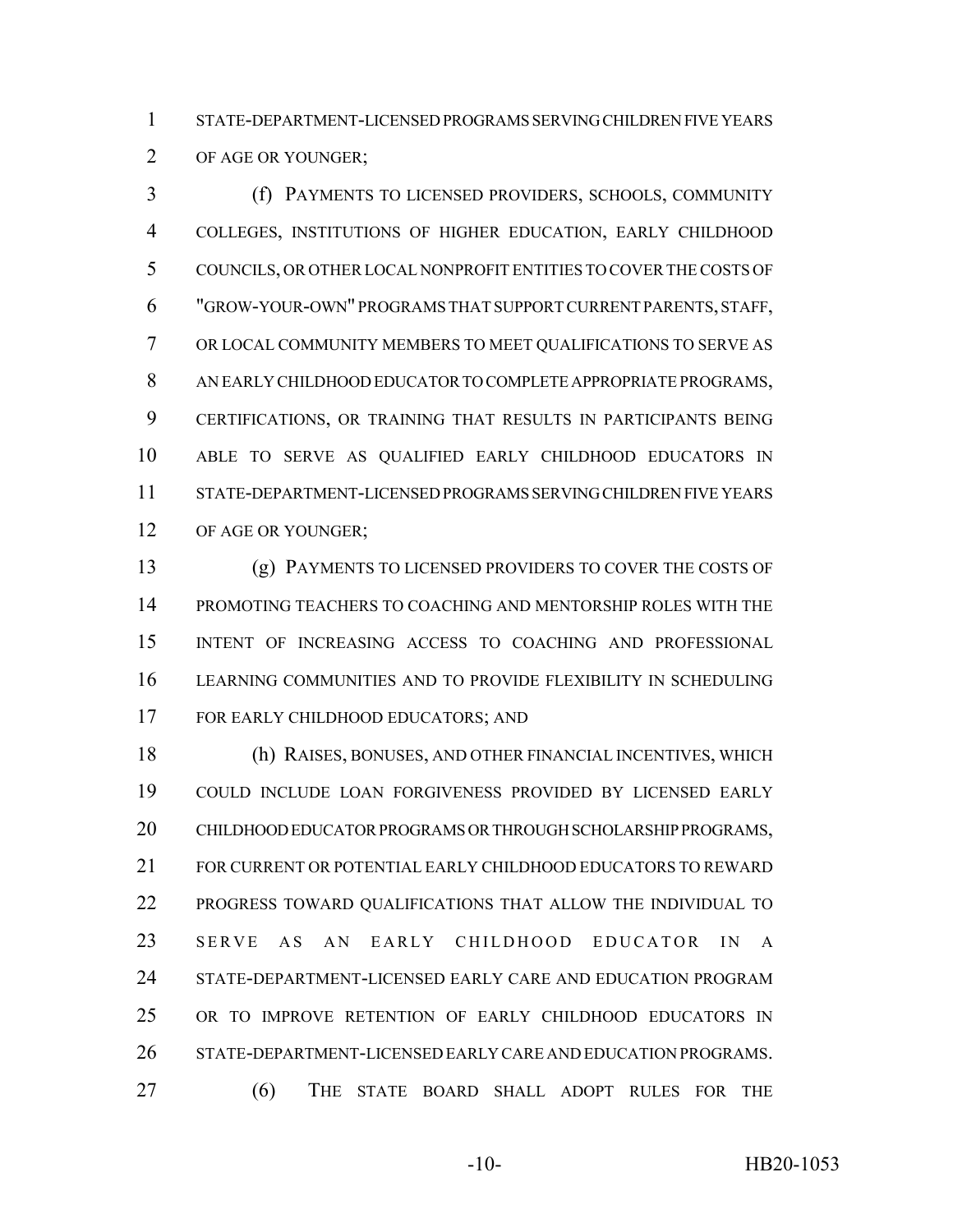STATE-DEPARTMENT-LICENSED PROGRAMS SERVING CHILDREN FIVE YEARS OF AGE OR YOUNGER;

(f) PAYMENTS TO LICENSED PROVIDERS, SCHOOLS, COMMUNITY COLLEGES, INSTITUTIONS OF HIGHER EDUCATION, EARLY CHILDHOOD COUNCILS, OR OTHER LOCAL NONPROFIT ENTITIES TO COVER THE COSTS OF "GROW-YOUR-OWN" PROGRAMS THAT SUPPORT CURRENT PARENTS, STAFF, OR LOCAL COMMUNITY MEMBERS TO MEET QUALIFICATIONS TO SERVE AS AN EARLY CHILDHOOD EDUCATOR TO COMPLETE APPROPRIATE PROGRAMS, CERTIFICATIONS, OR TRAINING THAT RESULTS IN PARTICIPANTS BEING ABLE TO SERVE AS QUALIFIED EARLY CHILDHOOD EDUCATORS IN STATE-DEPARTMENT-LICENSED PROGRAMS SERVING CHILDREN FIVE YEARS OF AGE OR YOUNGER;

(g) PAYMENTS TO LICENSED PROVIDERS TO COVER THE COSTS OF PROMOTING TEACHERS TO COACHING AND MENTORSHIP ROLES WITH THE INTENT OF INCREASING ACCESS TO COACHING AND PROFESSIONAL LEARNING COMMUNITIES AND TO PROVIDE FLEXIBILITY IN SCHEDULING FOR EARLY CHILDHOOD EDUCATORS; AND

(h) RAISES, BONUSES, AND OTHER FINANCIAL INCENTIVES, WHICH COULD INCLUDE LOAN FORGIVENESS PROVIDED BY LICENSED EARLY CHILDHOOD EDUCATOR PROGRAMS OR THROUGH SCHOLARSHIP PROGRAMS, FOR CURRENT OR POTENTIAL EARLY CHILDHOOD EDUCATORS TO REWARD PROGRESS TOWARD QUALIFICATIONS THAT ALLOW THE INDIVIDUAL TO SERVE AS AN EARLY CHILDHOOD EDUCATOR IN A STATE-DEPARTMENT-LICENSED EARLY CARE AND EDUCATION PROGRAM OR TO IMPROVE RETENTION OF EARLY CHILDHOOD EDUCATORS IN STATE-DEPARTMENT-LICENSED EARLY CARE AND EDUCATION PROGRAMS.

(6) THE STATE BOARD SHALL ADOPT RULES FOR THE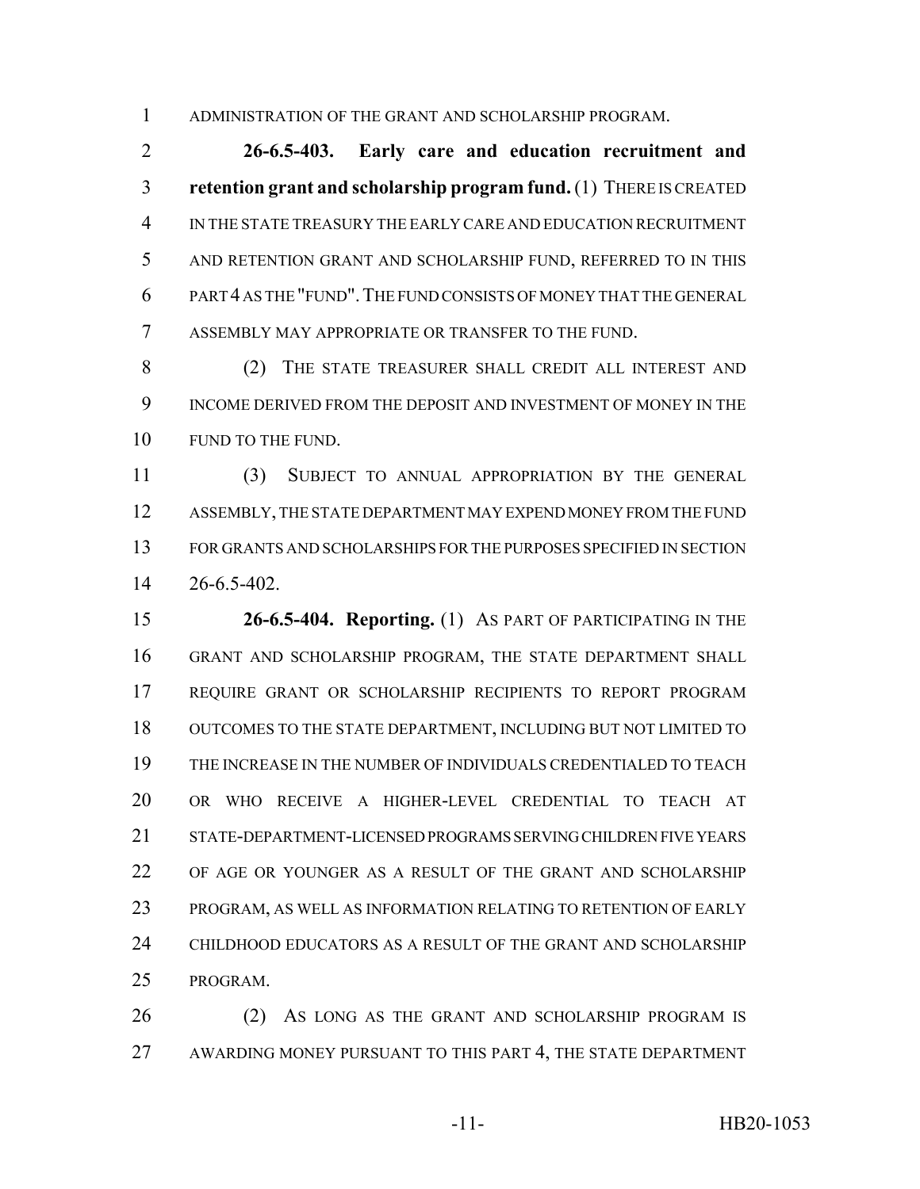ADMINISTRATION OF THE GRANT AND SCHOLARSHIP PROGRAM.

**26-6.5-403. Early care and education recruitment and retention grant and scholarship program fund.** (1) THERE IS CREATED IN THE STATE TREASURY THE EARLY CARE AND EDUCATION RECRUITMENT AND RETENTION GRANT AND SCHOLARSHIP FUND, REFERRED TO IN THIS PART 4 AS THE "FUND". THE FUND CONSISTS OF MONEY THAT THE GENERAL ASSEMBLY MAY APPROPRIATE OR TRANSFER TO THE FUND.

(2) THE STATE TREASURER SHALL CREDIT ALL INTEREST AND INCOME DERIVED FROM THE DEPOSIT AND INVESTMENT OF MONEY IN THE FUND TO THE FUND.

(3) SUBJECT TO ANNUAL APPROPRIATION BY THE GENERAL ASSEMBLY, THE STATE DEPARTMENT MAY EXPEND MONEY FROM THE FUND FOR GRANTS AND SCHOLARSHIPS FOR THE PURPOSES SPECIFIED IN SECTION 26-6.5-402.

**26-6.5-404. Reporting.** (1) AS PART OF PARTICIPATING IN THE GRANT AND SCHOLARSHIP PROGRAM, THE STATE DEPARTMENT SHALL REQUIRE GRANT OR SCHOLARSHIP RECIPIENTS TO REPORT PROGRAM OUTCOMES TO THE STATE DEPARTMENT, INCLUDING BUT NOT LIMITED TO THE INCREASE IN THE NUMBER OF INDIVIDUALS CREDENTIALED TO TEACH OR WHO RECEIVE A HIGHER-LEVEL CREDENTIAL TO TEACH AT STATE-DEPARTMENT-LICENSED PROGRAMS SERVING CHILDREN FIVE YEARS OF AGE OR YOUNGER AS A RESULT OF THE GRANT AND SCHOLARSHIP PROGRAM, AS WELL AS INFORMATION RELATING TO RETENTION OF EARLY CHILDHOOD EDUCATORS AS A RESULT OF THE GRANT AND SCHOLARSHIP PROGRAM.

(2) AS LONG AS THE GRANT AND SCHOLARSHIP PROGRAM IS AWARDING MONEY PURSUANT TO THIS PART 4, THE STATE DEPARTMENT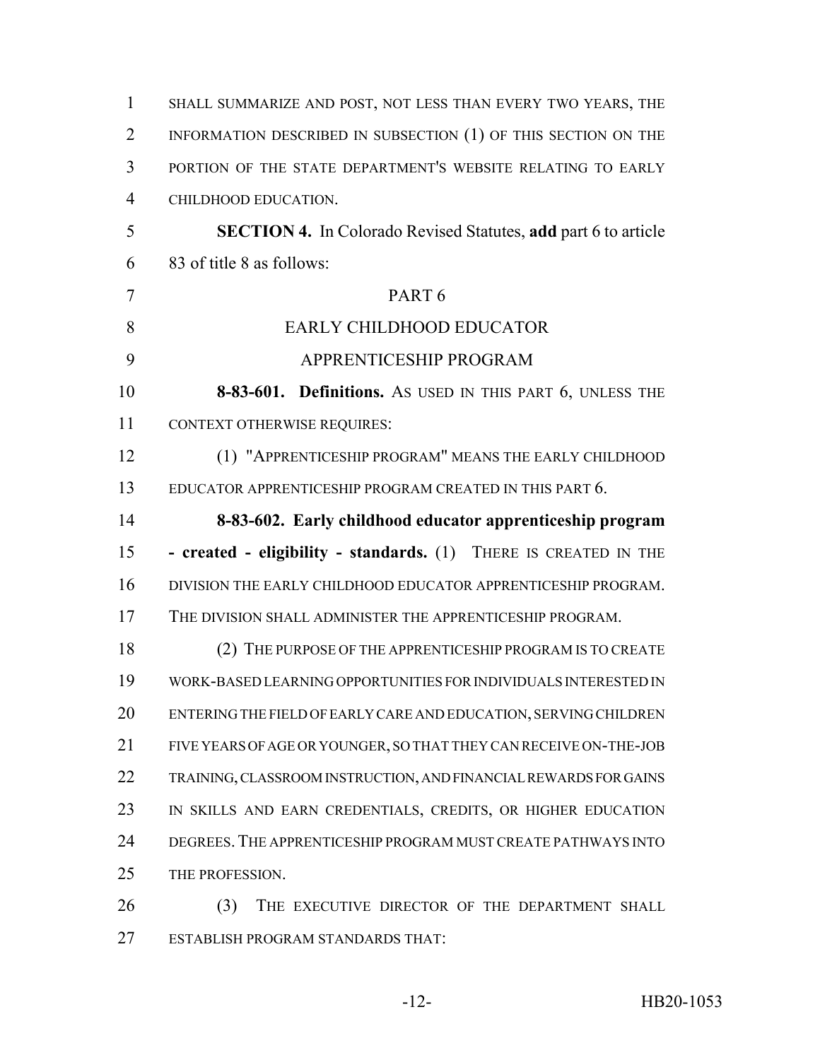SHALL SUMMARIZE AND POST, NOT LESS THAN EVERY TWO YEARS, THE INFORMATION DESCRIBED IN SUBSECTION (1) OF THIS SECTION ON THE PORTION OF THE STATE DEPARTMENT'S WEBSITE RELATING TO EARLY CHILDHOOD EDUCATION.

**SECTION 4.** In Colorado Revised Statutes, **add** part 6 to article 83 of title 8 as follows:

PART 6

EARLY CHILDHOOD EDUCATOR APPRENTICESHIP PROGRAM

**8-83-601. Definitions.** AS USED IN THIS PART 6, UNLESS THE CONTEXT OTHERWISE REQUIRES:

(1) "APPRENTICESHIP PROGRAM" MEANS THE EARLY CHILDHOOD EDUCATOR APPRENTICESHIP PROGRAM CREATED IN THIS PART 6.

**8-83-602. Early childhood educator apprenticeship program - created - eligibility - standards.** (1) THERE IS CREATED IN THE DIVISION THE EARLY CHILDHOOD EDUCATOR APPRENTICESHIP PROGRAM. THE DIVISION SHALL ADMINISTER THE APPRENTICESHIP PROGRAM.

(2) THE PURPOSE OF THE APPRENTICESHIP PROGRAM IS TO CREATE WORK-BASED LEARNING OPPORTUNITIES FOR INDIVIDUALS INTERESTED IN ENTERING THE FIELD OF EARLY CARE AND EDUCATION, SERVING CHILDREN FIVE YEARS OF AGE OR YOUNGER, SO THAT THEY CAN RECEIVE ON-THE-JOB TRAINING, CLASSROOM INSTRUCTION, AND FINANCIAL REWARDS FOR GAINS IN SKILLS AND EARN CREDENTIALS, CREDITS, OR HIGHER EDUCATION DEGREES. THE APPRENTICESHIP PROGRAM MUST CREATE PATHWAYS INTO THE PROFESSION.

(3) THE EXECUTIVE DIRECTOR OF THE DEPARTMENT SHALL ESTABLISH PROGRAM STANDARDS THAT: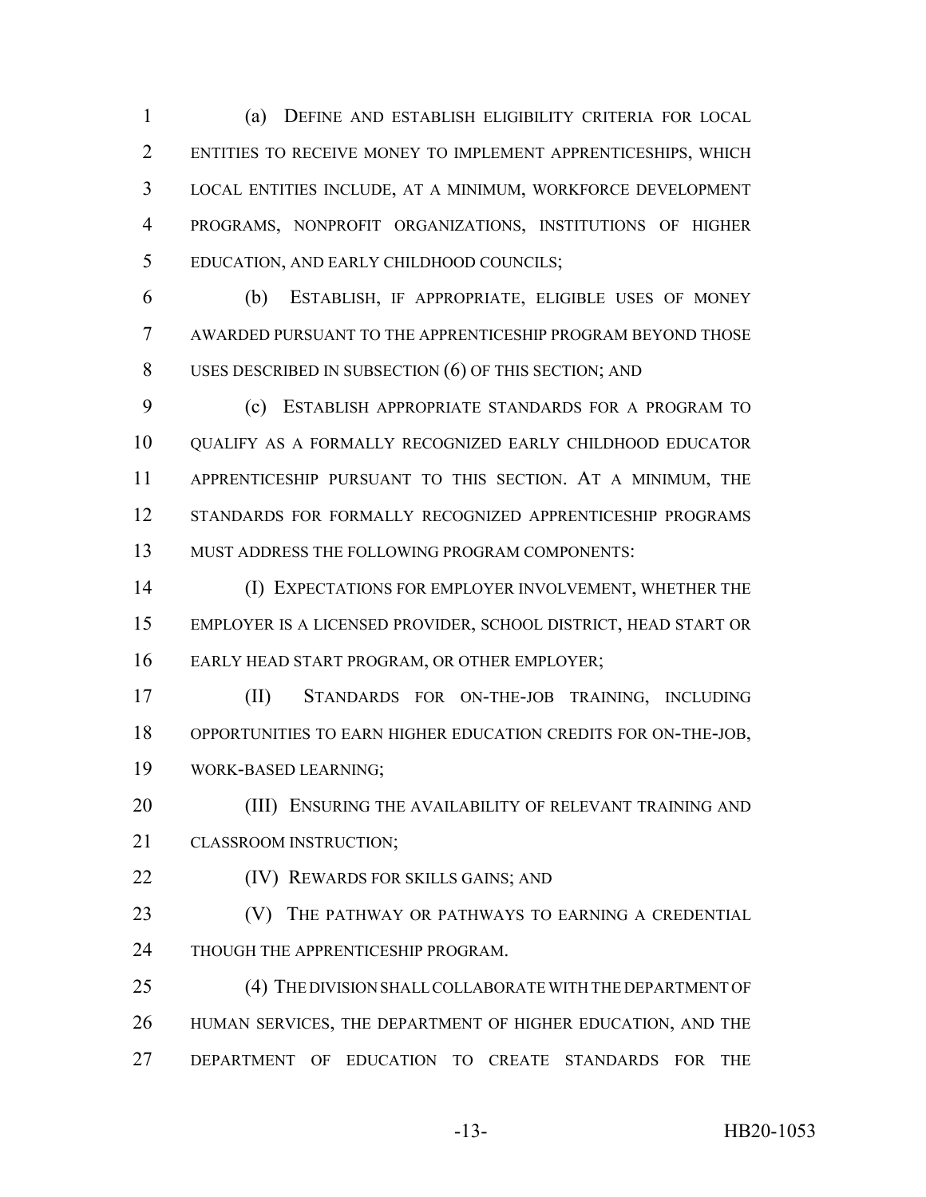(a) DEFINE AND ESTABLISH ELIGIBILITY CRITERIA FOR LOCAL ENTITIES TO RECEIVE MONEY TO IMPLEMENT APPRENTICESHIPS, WHICH LOCAL ENTITIES INCLUDE, AT A MINIMUM, WORKFORCE DEVELOPMENT PROGRAMS, NONPROFIT ORGANIZATIONS, INSTITUTIONS OF HIGHER EDUCATION, AND EARLY CHILDHOOD COUNCILS;

(b) ESTABLISH, IF APPROPRIATE, ELIGIBLE USES OF MONEY AWARDED PURSUANT TO THE APPRENTICESHIP PROGRAM BEYOND THOSE USES DESCRIBED IN SUBSECTION (6) OF THIS SECTION; AND

(c) ESTABLISH APPROPRIATE STANDARDS FOR A PROGRAM TO QUALIFY AS A FORMALLY RECOGNIZED EARLY CHILDHOOD EDUCATOR APPRENTICESHIP PURSUANT TO THIS SECTION. AT A MINIMUM, THE STANDARDS FOR FORMALLY RECOGNIZED APPRENTICESHIP PROGRAMS MUST ADDRESS THE FOLLOWING PROGRAM COMPONENTS:

(I) EXPECTATIONS FOR EMPLOYER INVOLVEMENT, WHETHER THE EMPLOYER IS A LICENSED PROVIDER, SCHOOL DISTRICT, HEAD START OR EARLY HEAD START PROGRAM, OR OTHER EMPLOYER;

(II) STANDARDS FOR ON-THE-JOB TRAINING, INCLUDING OPPORTUNITIES TO EARN HIGHER EDUCATION CREDITS FOR ON-THE-JOB, WORK-BASED LEARNING;

(III) ENSURING THE AVAILABILITY OF RELEVANT TRAINING AND CLASSROOM INSTRUCTION;

(IV) REWARDS FOR SKILLS GAINS; AND

(V) THE PATHWAY OR PATHWAYS TO EARNING A CREDENTIAL THOUGH THE APPRENTICESHIP PROGRAM.

(4) THE DIVISION SHALL COLLABORATE WITH THE DEPARTMENT OF HUMAN SERVICES, THE DEPARTMENT OF HIGHER EDUCATION, AND THE DEPARTMENT OF EDUCATION TO CREATE STANDARDS FOR THE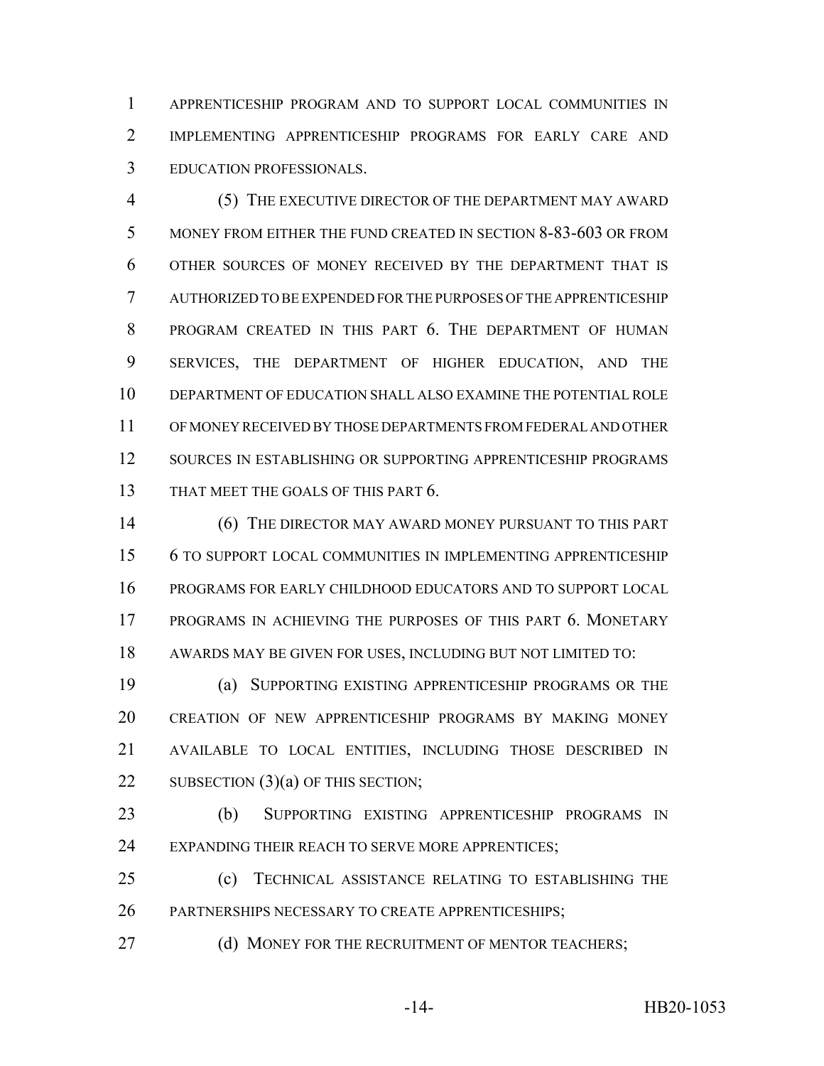APPRENTICESHIP PROGRAM AND TO SUPPORT LOCAL COMMUNITIES IN IMPLEMENTING APPRENTICESHIP PROGRAMS FOR EARLY CARE AND EDUCATION PROFESSIONALS.

(5) THE EXECUTIVE DIRECTOR OF THE DEPARTMENT MAY AWARD MONEY FROM EITHER THE FUND CREATED IN SECTION 8-83-603 OR FROM OTHER SOURCES OF MONEY RECEIVED BY THE DEPARTMENT THAT IS AUTHORIZED TO BE EXPENDED FOR THE PURPOSES OF THE APPRENTICESHIP PROGRAM CREATED IN THIS PART 6. THE DEPARTMENT OF HUMAN SERVICES, THE DEPARTMENT OF HIGHER EDUCATION, AND THE DEPARTMENT OF EDUCATION SHALL ALSO EXAMINE THE POTENTIAL ROLE OF MONEY RECEIVED BY THOSE DEPARTMENTS FROM FEDERAL AND OTHER SOURCES IN ESTABLISHING OR SUPPORTING APPRENTICESHIP PROGRAMS THAT MEET THE GOALS OF THIS PART 6.

(6) THE DIRECTOR MAY AWARD MONEY PURSUANT TO THIS PART 6 TO SUPPORT LOCAL COMMUNITIES IN IMPLEMENTING APPRENTICESHIP PROGRAMS FOR EARLY CHILDHOOD EDUCATORS AND TO SUPPORT LOCAL PROGRAMS IN ACHIEVING THE PURPOSES OF THIS PART 6. MONETARY AWARDS MAY BE GIVEN FOR USES, INCLUDING BUT NOT LIMITED TO:

(a) SUPPORTING EXISTING APPRENTICESHIP PROGRAMS OR THE CREATION OF NEW APPRENTICESHIP PROGRAMS BY MAKING MONEY AVAILABLE TO LOCAL ENTITIES, INCLUDING THOSE DESCRIBED IN SUBSECTION (3)(a) OF THIS SECTION;

(b) SUPPORTING EXISTING APPRENTICESHIP PROGRAMS IN EXPANDING THEIR REACH TO SERVE MORE APPRENTICES;

(c) TECHNICAL ASSISTANCE RELATING TO ESTABLISHING THE PARTNERSHIPS NECESSARY TO CREATE APPRENTICESHIPS;

(d) MONEY FOR THE RECRUITMENT OF MENTOR TEACHERS;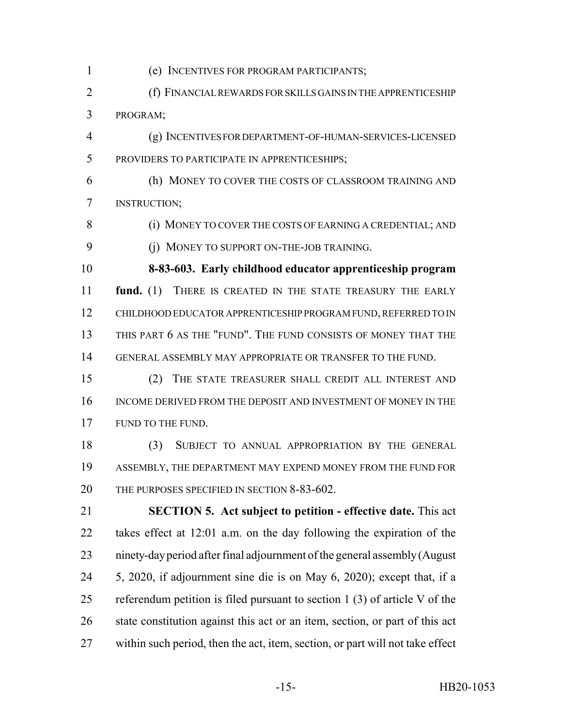(e) INCENTIVES FOR PROGRAM PARTICIPANTS;

(f) FINANCIAL REWARDS FOR SKILLS GAINS IN THE APPRENTICESHIP PROGRAM;

(g) INCENTIVES FOR DEPARTMENT-OF-HUMAN-SERVICES-LICENSED PROVIDERS TO PARTICIPATE IN APPRENTICESHIPS;

(h) MONEY TO COVER THE COSTS OF CLASSROOM TRAINING AND INSTRUCTION;

(i) MONEY TO COVER THE COSTS OF EARNING A CREDENTIAL; AND

(j) MONEY TO SUPPORT ON-THE-JOB TRAINING.

**8-83-603. Early childhood educator apprenticeship program fund.** (1) THERE IS CREATED IN THE STATE TREASURY THE EARLY CHILDHOOD EDUCATOR APPRENTICESHIP PROGRAM FUND, REFERRED TO IN THIS PART 6 AS THE "FUND". THE FUND CONSISTS OF MONEY THAT THE GENERAL ASSEMBLY MAY APPROPRIATE OR TRANSFER TO THE FUND.

(2) THE STATE TREASURER SHALL CREDIT ALL INTEREST AND INCOME DERIVED FROM THE DEPOSIT AND INVESTMENT OF MONEY IN THE FUND TO THE FUND.

(3) SUBJECT TO ANNUAL APPROPRIATION BY THE GENERAL ASSEMBLY, THE DEPARTMENT MAY EXPEND MONEY FROM THE FUND FOR THE PURPOSES SPECIFIED IN SECTION 8-83-602.

**SECTION 5. Act subject to petition - effective date.** This act takes effect at 12:01 a.m. on the day following the expiration of the ninety-day period after final adjournment of the general assembly (August 5, 2020, if adjournment sine die is on May 6, 2020); except that, if a referendum petition is filed pursuant to section 1 (3) of article V of the state constitution against this act or an item, section, or part of this act within such period, then the act, item, section, or part will not take effect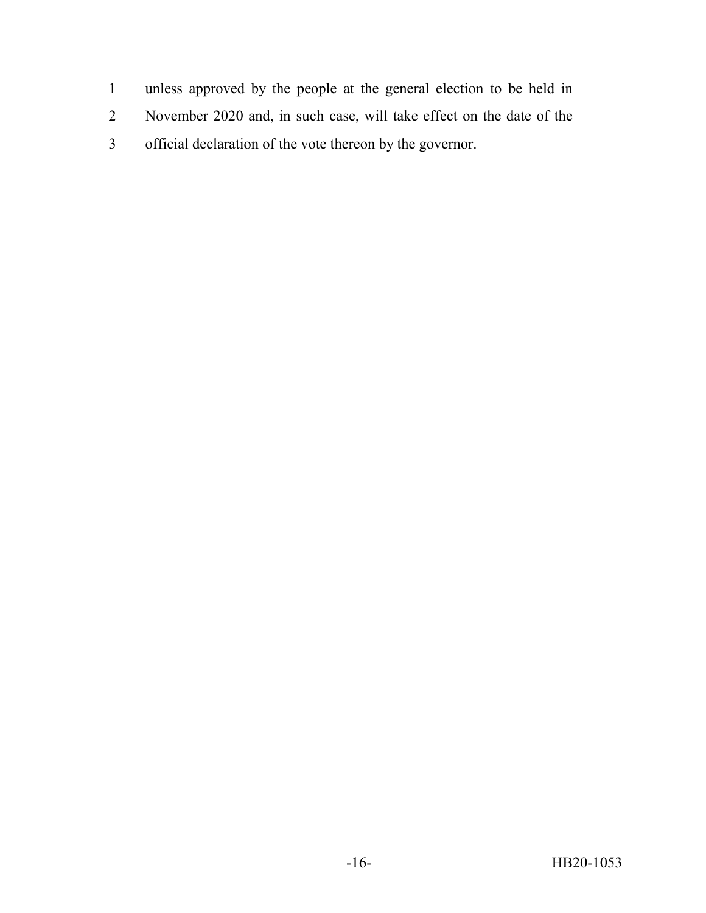unless approved by the people at the general election to be held in November 2020 and, in such case, will take effect on the date of the official declaration of the vote thereon by the governor.